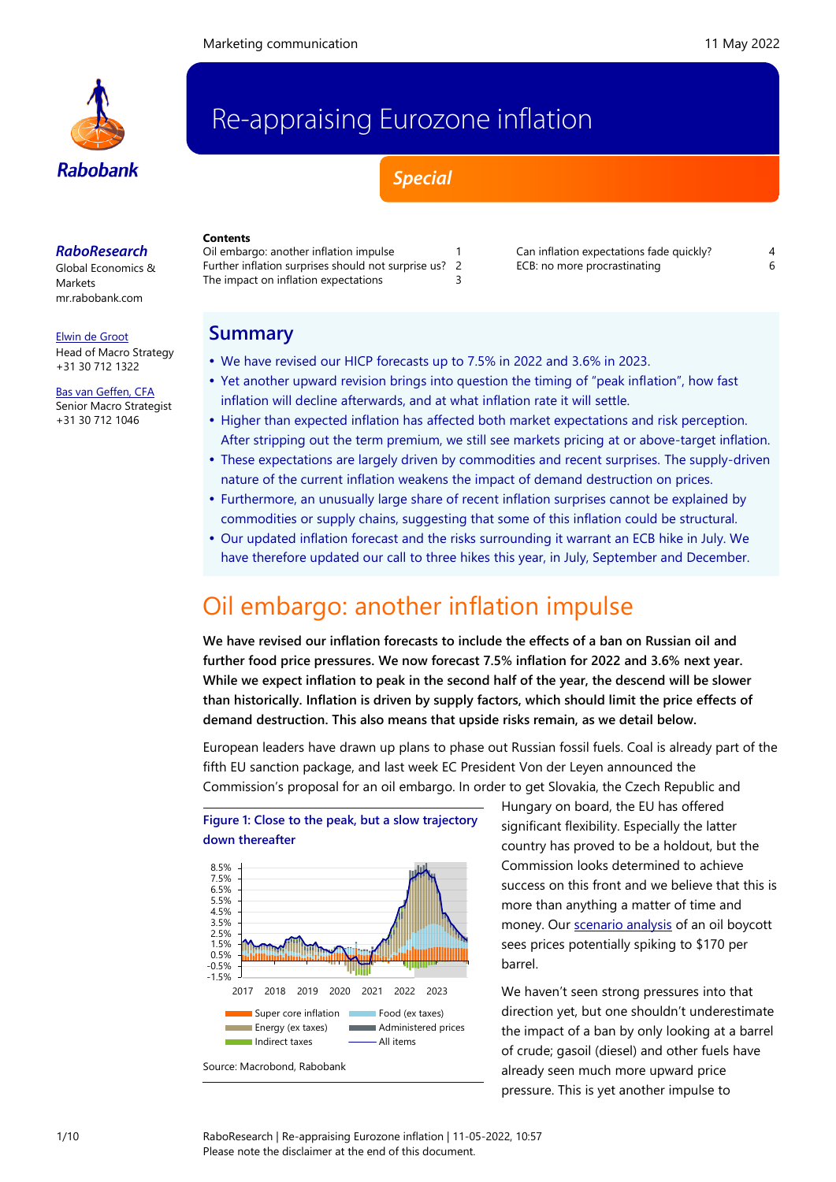Marketing communication

11 May 2022

# Re-appraising Eurozone inflation

*Special*

***RaboResearch***
Global Economics & Markets
mr.rabobank.com

Elwin de Groot
Head of Macro Strategy
+31 30 712 1322

Bas van Geffen, CFA
Senior Macro Strategist
+31 30 712 1046

**Contents**

| | |
|---|---|
| Oil embargo: another inflation impulse | 1 |
| Further inflation surprises should not surprise us? | 2 |
| The impact on inflation expectations | 3 |
| Can inflation expectations fade quickly? | 4 |
| ECB: no more procrastinating | 6 |

## Summary

- We have revised our HICP forecasts up to 7.5% in 2022 and 3.6% in 2023.
- Yet another upward revision brings into question the timing of "peak inflation", how fast inflation will decline afterwards, and at what inflation rate it will settle.
- Higher than expected inflation has affected both market expectations and risk perception. After stripping out the term premium, we still see markets pricing at or above-target inflation.
- These expectations are largely driven by commodities and recent surprises. The supply-driven nature of the current inflation weakens the impact of demand destruction on prices.
- Furthermore, an unusually large share of recent inflation surprises cannot be explained by commodities or supply chains, suggesting that some of this inflation could be structural.
- Our updated inflation forecast and the risks surrounding it warrant an ECB hike in July. We have therefore updated our call to three hikes this year, in July, September and December.

# Oil embargo: another inflation impulse

**We have revised our inflation forecasts to include the effects of a ban on Russian oil and further food price pressures. We now forecast 7.5% inflation for 2022 and 3.6% next year. While we expect inflation to peak in the second half of the year, the descend will be slower than historically. Inflation is driven by supply factors, which should limit the price effects of demand destruction. This also means that upside risks remain, as we detail below.**

European leaders have drawn up plans to phase out Russian fossil fuels. Coal is already part of the fifth EU sanction package, and last week EC President Von der Leyen announced the Commission's proposal for an oil embargo. In order to get Slovakia, the Czech Republic and Hungary on board, the EU has offered significant flexibility. Especially the latter country has proved to be a holdout, but the Commission looks determined to achieve success on this front and we believe that this is more than anything a matter of time and money. Our scenario analysis of an oil boycott sees prices potentially spiking to $170 per barrel.

Figure 1: Close to the peak, but a slow trajectory down thereafter

Source: Macrobond, Rabobank

We haven't seen strong pressures into that direction yet, but one shouldn't underestimate the impact of a ban by only looking at a barrel of crude; gasoil (diesel) and other fuels have already seen much more upward price pressure. This is yet another impulse to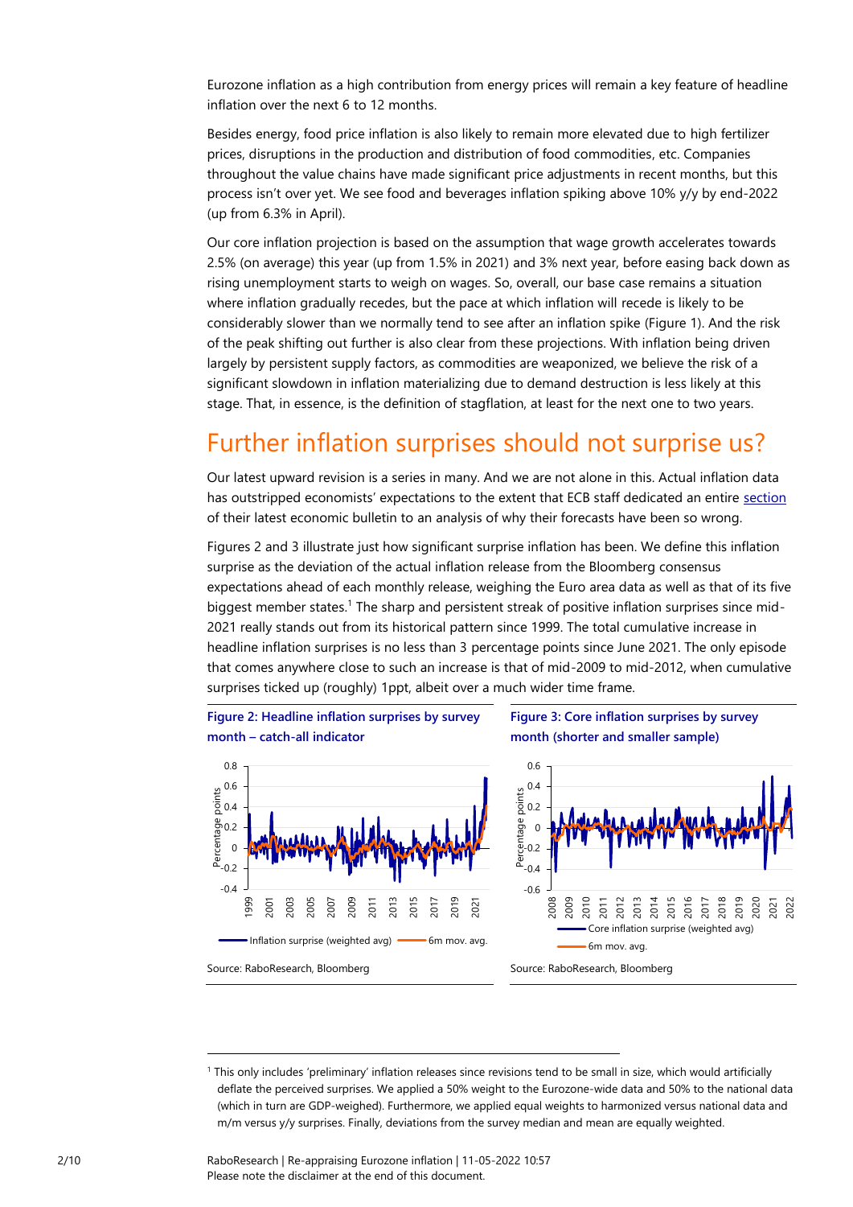Eurozone inflation as a high contribution from energy prices will remain a key feature of headline inflation over the next 6 to 12 months.

Besides energy, food price inflation is also likely to remain more elevated due to high fertilizer prices, disruptions in the production and distribution of food commodities, etc. Companies throughout the value chains have made significant price adjustments in recent months, but this process isn't over yet. We see food and beverages inflation spiking above 10% y/y by end-2022 (up from 6.3% in April).

Our core inflation projection is based on the assumption that wage growth accelerates towards 2.5% (on average) this year (up from 1.5% in 2021) and 3% next year, before easing back down as rising unemployment starts to weigh on wages. So, overall, our base case remains a situation where inflation gradually recedes, but the pace at which inflation will recede is likely to be considerably slower than we normally tend to see after an inflation spike (Figure 1). And the risk of the peak shifting out further is also clear from these projections. With inflation being driven largely by persistent supply factors, as commodities are weaponized, we believe the risk of a significant slowdown in inflation materializing due to demand destruction is less likely at this stage. That, in essence, is the definition of stagflation, at least for the next one to two years.

## Further inflation surprises should not surprise us?

Our latest upward revision is a series in many. And we are not alone in this. Actual inflation data has outstripped economists' expectations to the extent that ECB staff dedicated an entire section of their latest economic bulletin to an analysis of why their forecasts have been so wrong.

Figures 2 and 3 illustrate just how significant surprise inflation has been. We define this inflation surprise as the deviation of the actual inflation release from the Bloomberg consensus expectations ahead of each monthly release, weighing the Euro area data as well as that of its five biggest member states.[1] The sharp and persistent streak of positive inflation surprises since mid-2021 really stands out from its historical pattern since 1999. The total cumulative increase in headline inflation surprises is no less than 3 percentage points since June 2021. The only episode that comes anywhere close to such an increase is that of mid-2009 to mid-2012, when cumulative surprises ticked up (roughly) 1ppt, albeit over a much wider time frame.

**Figure 2: Headline inflation surprises by survey month – catch-all indicator**

Source: RaboResearch, Bloomberg

**Figure 3: Core inflation surprises by survey month (shorter and smaller sample)**

Source: RaboResearch, Bloomberg

[1] This only includes 'preliminary' inflation releases since revisions tend to be small in size, which would artificially deflate the perceived surprises. We applied a 50% weight to the Eurozone-wide data and 50% to the national data (which in turn are GDP-weighed). Furthermore, we applied equal weights to harmonized versus national data and m/m versus y/y surprises. Finally, deviations from the survey median and mean are equally weighted.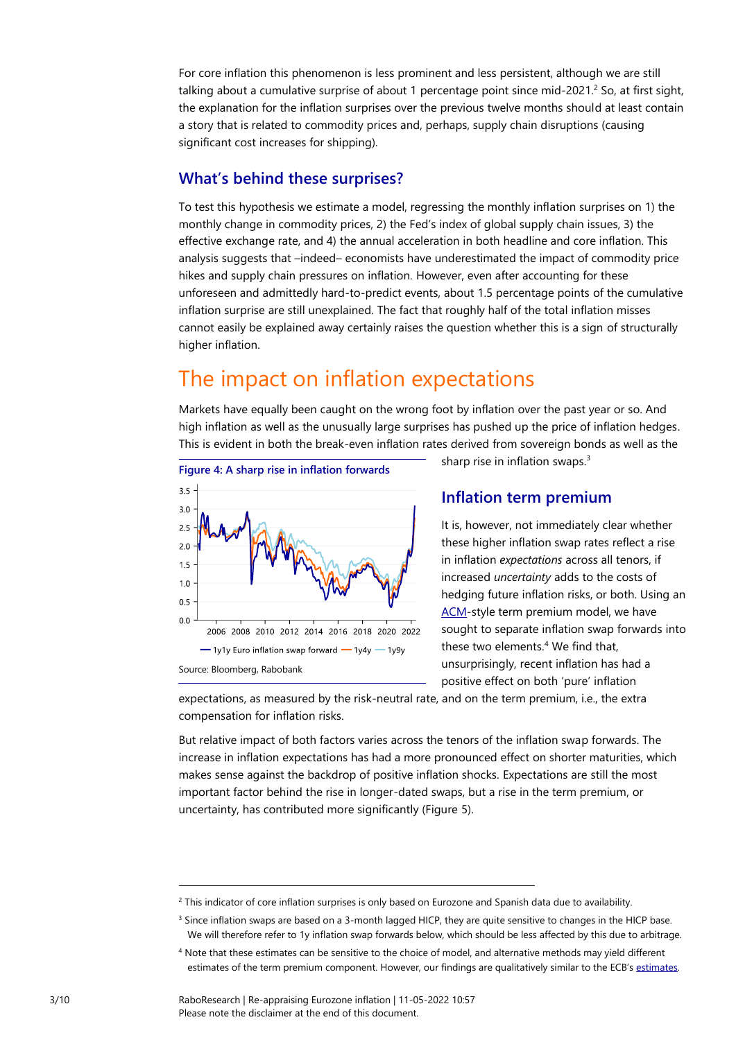For core inflation this phenomenon is less prominent and less persistent, although we are still talking about a cumulative surprise of about 1 percentage point since mid-2021.[2] So, at first sight, the explanation for the inflation surprises over the previous twelve months should at least contain a story that is related to commodity prices and, perhaps, supply chain disruptions (causing significant cost increases for shipping).

### What's behind these surprises?

To test this hypothesis we estimate a model, regressing the monthly inflation surprises on 1) the monthly change in commodity prices, 2) the Fed's index of global supply chain issues, 3) the effective exchange rate, and 4) the annual acceleration in both headline and core inflation. This analysis suggests that –indeed– economists have underestimated the impact of commodity price hikes and supply chain pressures on inflation. However, even after accounting for these unforeseen and admittedly hard-to-predict events, about 1.5 percentage points of the cumulative inflation surprise are still unexplained. The fact that roughly half of the total inflation misses cannot easily be explained away certainly raises the question whether this is a sign of structurally higher inflation.

## The impact on inflation expectations

Markets have equally been caught on the wrong foot by inflation over the past year or so. And high inflation as well as the unusually large surprises has pushed up the price of inflation hedges. This is evident in both the break-even inflation rates derived from sovereign bonds as well as the sharp rise in inflation swaps.[3]

**Figure 4: A sharp rise in inflation forwards**

Source: Bloomberg, Rabobank

### Inflation term premium

It is, however, not immediately clear whether these higher inflation swap rates reflect a rise in inflation *expectations* across all tenors, if increased *uncertainty* adds to the costs of hedging future inflation risks, or both. Using an ACM-style term premium model, we have sought to separate inflation swap forwards into these two elements.[4] We find that, unsurprisingly, recent inflation has had a positive effect on both 'pure' inflation expectations, as measured by the risk-neutral rate, and on the term premium, i.e., the extra compensation for inflation risks.

But relative impact of both factors varies across the tenors of the inflation swap forwards. The increase in inflation expectations has had a more pronounced effect on shorter maturities, which makes sense against the backdrop of positive inflation shocks. Expectations are still the most important factor behind the rise in longer-dated swaps, but a rise in the term premium, or uncertainty, has contributed more significantly (Figure 5).

---

[2] This indicator of core inflation surprises is only based on Eurozone and Spanish data due to availability.

[3] Since inflation swaps are based on a 3-month lagged HICP, they are quite sensitive to changes in the HICP base. We will therefore refer to 1y inflation swap forwards below, which should be less affected by this due to arbitrage.

[4] Note that these estimates can be sensitive to the choice of model, and alternative methods may yield different estimates of the term premium component. However, our findings are qualitatively similar to the ECB's estimates.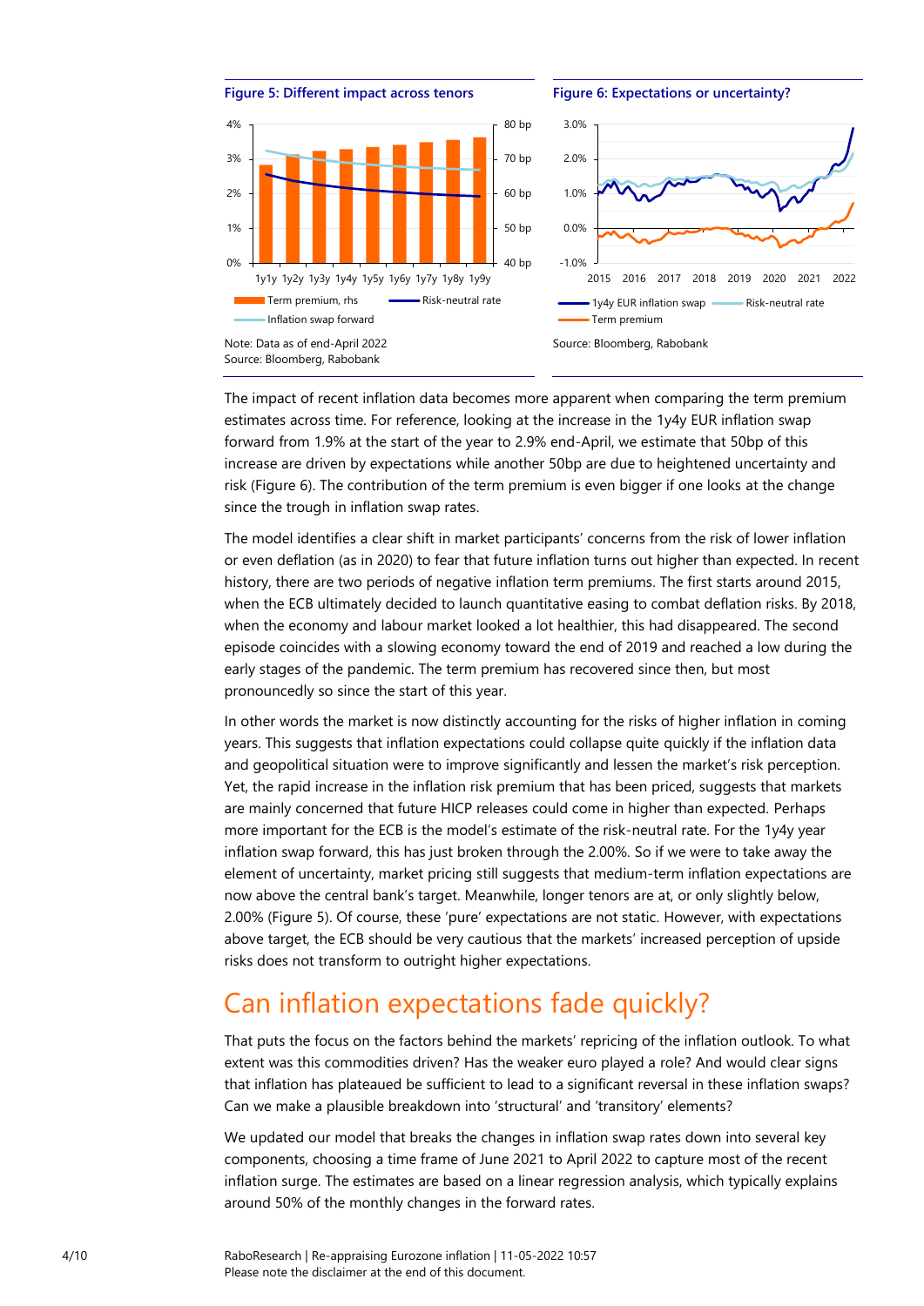**Figure 5: Different impact across tenors**

Note: Data as of end-April 2022
Source: Bloomberg, Rabobank

**Figure 6: Expectations or uncertainty?**

Source: Bloomberg, Rabobank

The impact of recent inflation data becomes more apparent when comparing the term premium estimates across time. For reference, looking at the increase in the 1y4y EUR inflation swap forward from 1.9% at the start of the year to 2.9% end-April, we estimate that 50bp of this increase are driven by expectations while another 50bp are due to heightened uncertainty and risk (Figure 6). The contribution of the term premium is even bigger if one looks at the change since the trough in inflation swap rates.

The model identifies a clear shift in market participants' concerns from the risk of lower inflation or even deflation (as in 2020) to fear that future inflation turns out higher than expected. In recent history, there are two periods of negative inflation term premiums. The first starts around 2015, when the ECB ultimately decided to launch quantitative easing to combat deflation risks. By 2018, when the economy and labour market looked a lot healthier, this had disappeared. The second episode coincides with a slowing economy toward the end of 2019 and reached a low during the early stages of the pandemic. The term premium has recovered since then, but most pronouncedly so since the start of this year.

In other words the market is now distinctly accounting for the risks of higher inflation in coming years. This suggests that inflation expectations could collapse quite quickly if the inflation data and geopolitical situation were to improve significantly and lessen the market's risk perception. Yet, the rapid increase in the inflation risk premium that has been priced, suggests that markets are mainly concerned that future HICP releases could come in higher than expected. Perhaps more important for the ECB is the model's estimate of the risk-neutral rate. For the 1y4y year inflation swap forward, this has just broken through the 2.00%. So if we were to take away the element of uncertainty, market pricing still suggests that medium-term inflation expectations are now above the central bank's target. Meanwhile, longer tenors are at, or only slightly below, 2.00% (Figure 5). Of course, these 'pure' expectations are not static. However, with expectations above target, the ECB should be very cautious that the markets' increased perception of upside risks does not transform to outright higher expectations.

## Can inflation expectations fade quickly?

That puts the focus on the factors behind the markets' repricing of the inflation outlook. To what extent was this commodities driven? Has the weaker euro played a role? And would clear signs that inflation has plateaued be sufficient to lead to a significant reversal in these inflation swaps? Can we make a plausible breakdown into 'structural' and 'transitory' elements?

We updated our model that breaks the changes in inflation swap rates down into several key components, choosing a time frame of June 2021 to April 2022 to capture most of the recent inflation surge. The estimates are based on a linear regression analysis, which typically explains around 50% of the monthly changes in the forward rates.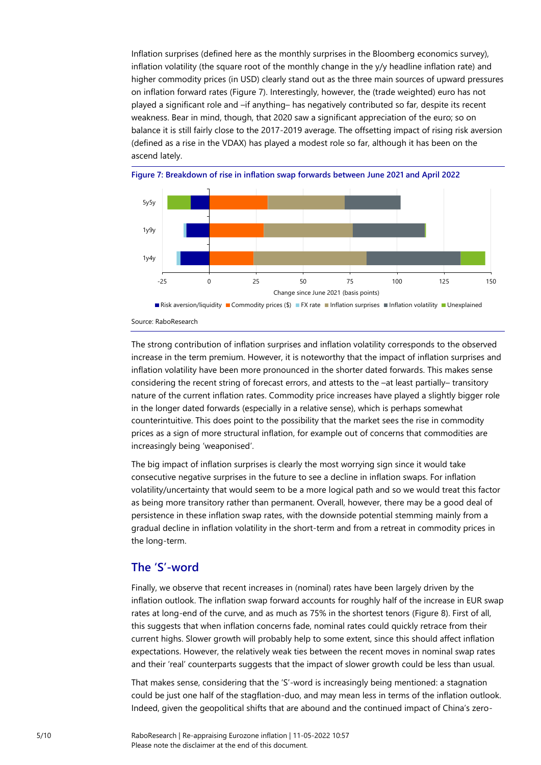Inflation surprises (defined here as the monthly surprises in the Bloomberg economics survey), inflation volatility (the square root of the monthly change in the y/y headline inflation rate) and higher commodity prices (in USD) clearly stand out as the three main sources of upward pressures on inflation forward rates (Figure 7). Interestingly, however, the (trade weighted) euro has not played a significant role and –if anything– has negatively contributed so far, despite its recent weakness. Bear in mind, though, that 2020 saw a significant appreciation of the euro; so on balance it is still fairly close to the 2017-2019 average. The offsetting impact of rising risk aversion (defined as a rise in the VDAX) has played a modest role so far, although it has been on the ascend lately.

**Figure 7: Breakdown of rise in inflation swap forwards between June 2021 and April 2022**

Source: RaboResearch

The strong contribution of inflation surprises and inflation volatility corresponds to the observed increase in the term premium. However, it is noteworthy that the impact of inflation surprises and inflation volatility have been more pronounced in the shorter dated forwards. This makes sense considering the recent string of forecast errors, and attests to the –at least partially– transitory nature of the current inflation rates. Commodity price increases have played a slightly bigger role in the longer dated forwards (especially in a relative sense), which is perhaps somewhat counterintuitive. This does point to the possibility that the market sees the rise in commodity prices as a sign of more structural inflation, for example out of concerns that commodities are increasingly being 'weaponised'.

The big impact of inflation surprises is clearly the most worrying sign since it would take consecutive negative surprises in the future to see a decline in inflation swaps. For inflation volatility/uncertainty that would seem to be a more logical path and so we would treat this factor as being more transitory rather than permanent. Overall, however, there may be a good deal of persistence in these inflation swap rates, with the downside potential stemming mainly from a gradual decline in inflation volatility in the short-term and from a retreat in commodity prices in the long-term.

## The 'S'-word

Finally, we observe that recent increases in (nominal) rates have been largely driven by the inflation outlook. The inflation swap forward accounts for roughly half of the increase in EUR swap rates at long-end of the curve, and as much as 75% in the shortest tenors (Figure 8). First of all, this suggests that when inflation concerns fade, nominal rates could quickly retrace from their current highs. Slower growth will probably help to some extent, since this should affect inflation expectations. However, the relatively weak ties between the recent moves in nominal swap rates and their 'real' counterparts suggests that the impact of slower growth could be less than usual.

That makes sense, considering that the 'S'-word is increasingly being mentioned: a stagnation could be just one half of the stagflation-duo, and may mean less in terms of the inflation outlook. Indeed, given the geopolitical shifts that are abound and the continued impact of China's zero-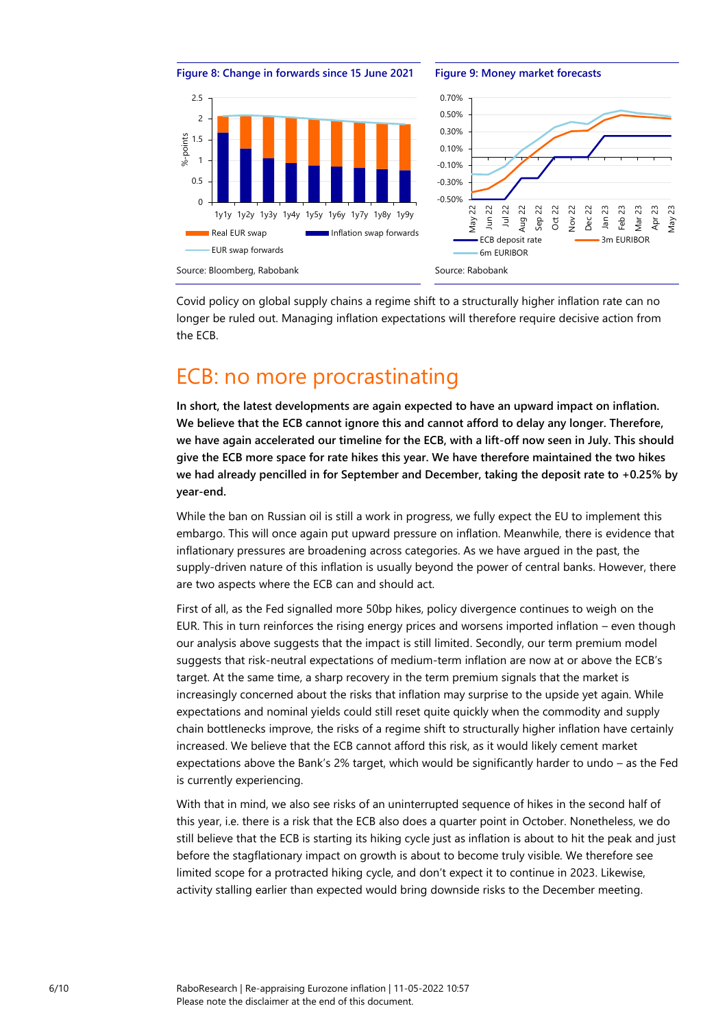**Figure 8: Change in forwards since 15 June 2021**

Source: Bloomberg, Rabobank

**Figure 9: Money market forecasts**

Source: Rabobank

Covid policy on global supply chains a regime shift to a structurally higher inflation rate can no longer be ruled out. Managing inflation expectations will therefore require decisive action from the ECB.

## ECB: no more procrastinating

**In short, the latest developments are again expected to have an upward impact on inflation. We believe that the ECB cannot ignore this and cannot afford to delay any longer. Therefore, we have again accelerated our timeline for the ECB, with a lift-off now seen in July. This should give the ECB more space for rate hikes this year. We have therefore maintained the two hikes we had already pencilled in for September and December, taking the deposit rate to +0.25% by year-end.**

While the ban on Russian oil is still a work in progress, we fully expect the EU to implement this embargo. This will once again put upward pressure on inflation. Meanwhile, there is evidence that inflationary pressures are broadening across categories. As we have argued in the past, the supply-driven nature of this inflation is usually beyond the power of central banks. However, there are two aspects where the ECB can and should act.

First of all, as the Fed signalled more 50bp hikes, policy divergence continues to weigh on the EUR. This in turn reinforces the rising energy prices and worsens imported inflation – even though our analysis above suggests that the impact is still limited. Secondly, our term premium model suggests that risk-neutral expectations of medium-term inflation are now at or above the ECB's target. At the same time, a sharp recovery in the term premium signals that the market is increasingly concerned about the risks that inflation may surprise to the upside yet again. While expectations and nominal yields could still reset quite quickly when the commodity and supply chain bottlenecks improve, the risks of a regime shift to structurally higher inflation have certainly increased. We believe that the ECB cannot afford this risk, as it would likely cement market expectations above the Bank's 2% target, which would be significantly harder to undo – as the Fed is currently experiencing.

With that in mind, we also see risks of an uninterrupted sequence of hikes in the second half of this year, i.e. there is a risk that the ECB also does a quarter point in October. Nonetheless, we do still believe that the ECB is starting its hiking cycle just as inflation is about to hit the peak and just before the stagflationary impact on growth is about to become truly visible. We therefore see limited scope for a protracted hiking cycle, and don't expect it to continue in 2023. Likewise, activity stalling earlier than expected would bring downside risks to the December meeting.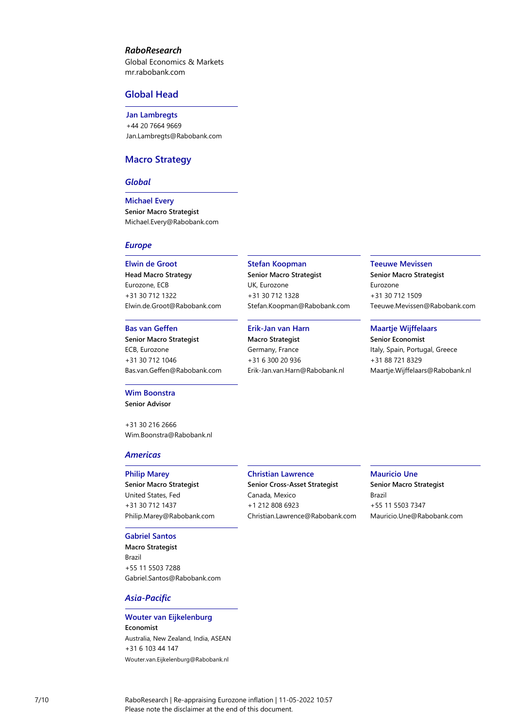***RaboResearch***

Global Economics & Markets
mr.rabobank.com

## Global Head

**Jan Lambregts**
+44 20 7664 9669
Jan.Lambregts@Rabobank.com

## Macro Strategy

### *Global*

**Michael Every**
**Senior Macro Strategist**
Michael.Every@Rabobank.com

### *Europe*

**Elwin de Groot**
**Head Macro Strategy**
Eurozone, ECB
+31 30 712 1322
Elwin.de.Groot@Rabobank.com

**Stefan Koopman**
**Senior Macro Strategist**
UK, Eurozone
+31 30 712 1328
Stefan.Koopman@Rabobank.com

**Teeuwe Mevissen**
**Senior Macro Strategist**
Eurozone
+31 30 712 1509
Teeuwe.Mevissen@Rabobank.com

**Bas van Geffen**
**Senior Macro Strategist**
ECB, Eurozone
+31 30 712 1046
Bas.van.Geffen@Rabobank.com

**Erik-Jan van Harn**
**Macro Strategist**
Germany, France
+31 6 300 20 936
Erik-Jan.van.Harn@Rabobank.nl

**Maartje Wijffelaars**
**Senior Economist**
Italy, Spain, Portugal, Greece
+31 88 721 8329
Maartje.Wijffelaars@Rabobank.nl

**Wim Boonstra**
**Senior Advisor**

+31 30 216 2666
Wim.Boonstra@Rabobank.nl

### *Americas*

**Philip Marey**
**Senior Macro Strategist**
United States, Fed
+31 30 712 1437
Philip.Marey@Rabobank.com

**Christian Lawrence**
**Senior Cross-Asset Strategist**
Canada, Mexico
+1 212 808 6923
Christian.Lawrence@Rabobank.com

**Mauricio Une**
**Senior Macro Strategist**
Brazil
+55 11 5503 7347
Mauricio.Une@Rabobank.com

**Gabriel Santos**
**Macro Strategist**
Brazil
+55 11 5503 7288
Gabriel.Santos@Rabobank.com

### *Asia-Pacific*

**Wouter van Eijkelenburg**
**Economist**
Australia, New Zealand, India, ASEAN
+31 6 103 44 147
Wouter.van.Eijkelenburg@Rabobank.nl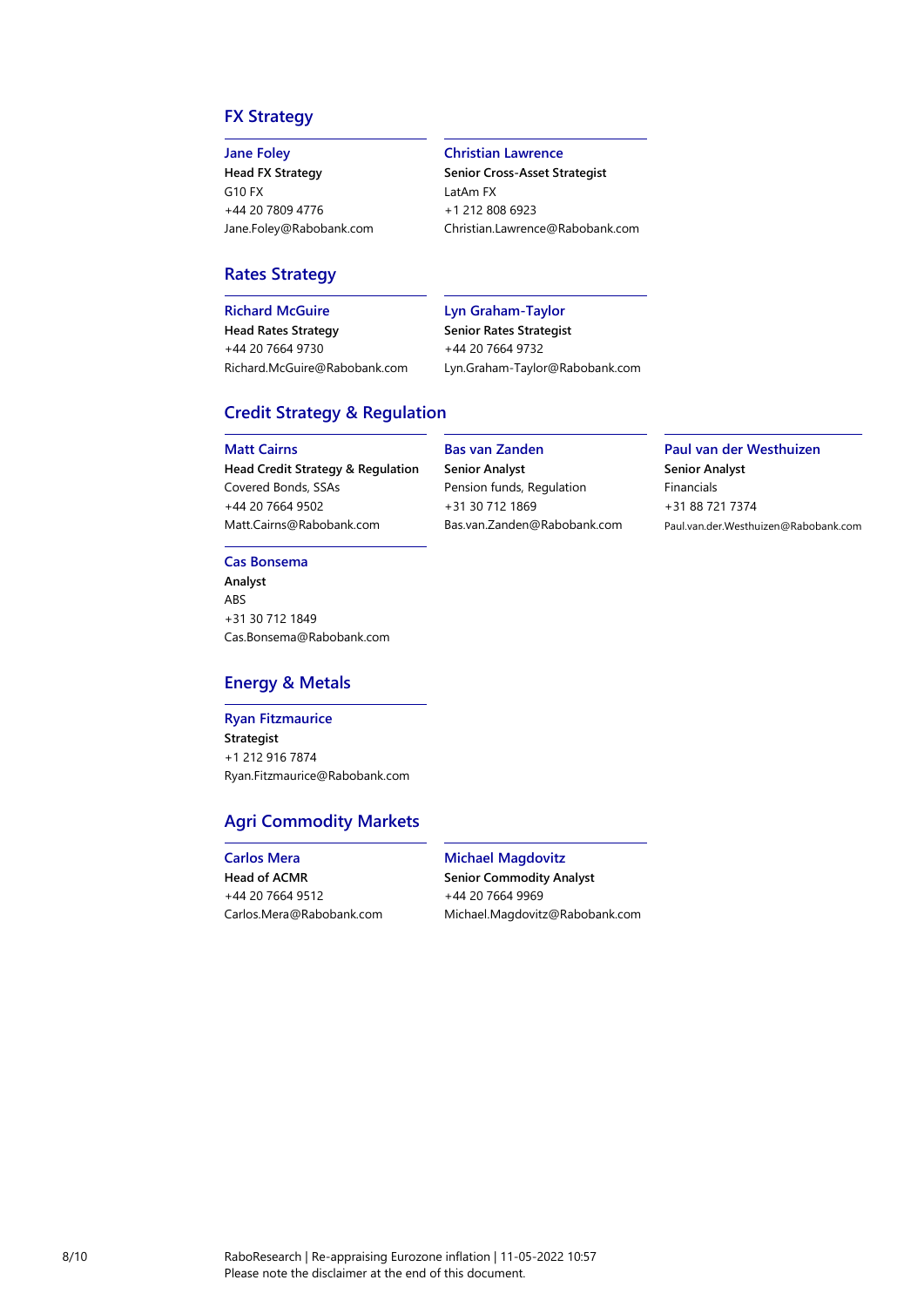## FX Strategy

**Jane Foley**
**Head FX Strategy**
G10 FX
+44 20 7809 4776
Jane.Foley@Rabobank.com

**Christian Lawrence**
**Senior Cross-Asset Strategist**
LatAm FX
+1 212 808 6923
Christian.Lawrence@Rabobank.com

## Rates Strategy

**Richard McGuire**
**Head Rates Strategy**
+44 20 7664 9730
Richard.McGuire@Rabobank.com

**Lyn Graham-Taylor**
**Senior Rates Strategist**
+44 20 7664 9732
Lyn.Graham-Taylor@Rabobank.com

## Credit Strategy & Regulation

**Matt Cairns**
**Head Credit Strategy & Regulation**
Covered Bonds, SSAs
+44 20 7664 9502
Matt.Cairns@Rabobank.com

**Bas van Zanden**
**Senior Analyst**
Pension funds, Regulation
+31 30 712 1869
Bas.van.Zanden@Rabobank.com

**Paul van der Westhuizen**
**Senior Analyst**
Financials
+31 88 721 7374
Paul.van.der.Westhuizen@Rabobank.com

**Cas Bonsema**
**Analyst**
ABS
+31 30 712 1849
Cas.Bonsema@Rabobank.com

## Energy & Metals

**Ryan Fitzmaurice**
**Strategist**
+1 212 916 7874
Ryan.Fitzmaurice@Rabobank.com

## Agri Commodity Markets

**Carlos Mera**
**Head of ACMR**
+44 20 7664 9512
Carlos.Mera@Rabobank.com

**Michael Magdovitz**
**Senior Commodity Analyst**
+44 20 7664 9969
Michael.Magdovitz@Rabobank.com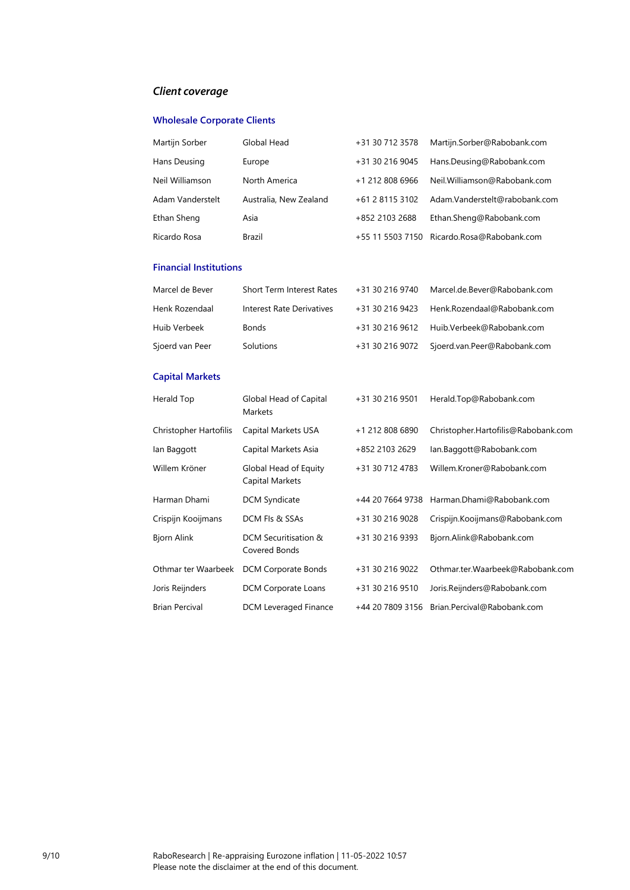*Client coverage*

### Wholesale Corporate Clients

| | | | |
|---|---|---|---|
| Martijn Sorber | Global Head | +31 30 712 3578 | Martijn.Sorber@Rabobank.com |
| Hans Deusing | Europe | +31 30 216 9045 | Hans.Deusing@Rabobank.com |
| Neil Williamson | North America | +1 212 808 6966 | Neil.Williamson@Rabobank.com |
| Adam Vanderstelt | Australia, New Zealand | +61 2 8115 3102 | Adam.Vanderstelt@rabobank.com |
| Ethan Sheng | Asia | +852 2103 2688 | Ethan.Sheng@Rabobank.com |
| Ricardo Rosa | Brazil | +55 11 5503 7150 | Ricardo.Rosa@Rabobank.com |

### Financial Institutions

| | | | |
|---|---|---|---|
| Marcel de Bever | Short Term Interest Rates | +31 30 216 9740 | Marcel.de.Bever@Rabobank.com |
| Henk Rozendaal | Interest Rate Derivatives | +31 30 216 9423 | Henk.Rozendaal@Rabobank.com |
| Huib Verbeek | Bonds | +31 30 216 9612 | Huib.Verbeek@Rabobank.com |
| Sjoerd van Peer | Solutions | +31 30 216 9072 | Sjoerd.van.Peer@Rabobank.com |

### Capital Markets

| | | | |
|---|---|---|---|
| Herald Top | Global Head of Capital Markets | +31 30 216 9501 | Herald.Top@Rabobank.com |
| Christopher Hartofilis | Capital Markets USA | +1 212 808 6890 | Christopher.Hartofilis@Rabobank.com |
| Ian Baggott | Capital Markets Asia | +852 2103 2629 | Ian.Baggott@Rabobank.com |
| Willem Kröner | Global Head of Equity Capital Markets | +31 30 712 4783 | Willem.Kroner@Rabobank.com |
| Harman Dhami | DCM Syndicate | +44 20 7664 9738 | Harman.Dhami@Rabobank.com |
| Crispijn Kooijmans | DCM FIs & SSAs | +31 30 216 9028 | Crispijn.Kooijmans@Rabobank.com |
| Bjorn Alink | DCM Securitisation & Covered Bonds | +31 30 216 9393 | Bjorn.Alink@Rabobank.com |
| Othmar ter Waarbeek | DCM Corporate Bonds | +31 30 216 9022 | Othmar.ter.Waarbeek@Rabobank.com |
| Joris Reijnders | DCM Corporate Loans | +31 30 216 9510 | Joris.Reijnders@Rabobank.com |
| Brian Percival | DCM Leveraged Finance | +44 20 7809 3156 | Brian.Percival@Rabobank.com |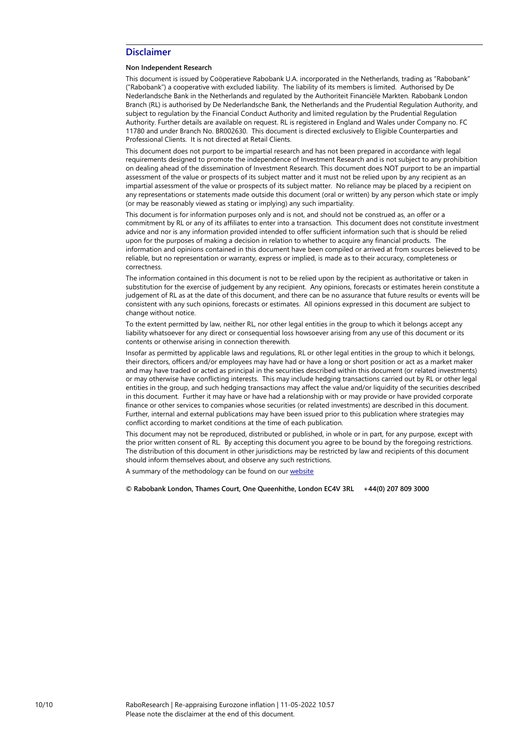## Disclaimer

**Non Independent Research**

This document is issued by Coöperatieve Rabobank U.A. incorporated in the Netherlands, trading as "Rabobank" ("Rabobank") a cooperative with excluded liability. The liability of its members is limited. Authorised by De Nederlandsche Bank in the Netherlands and regulated by the Authoriteit Financiële Markten. Rabobank London Branch (RL) is authorised by De Nederlandsche Bank, the Netherlands and the Prudential Regulation Authority, and subject to regulation by the Financial Conduct Authority and limited regulation by the Prudential Regulation Authority. Further details are available on request. RL is registered in England and Wales under Company no. FC 11780 and under Branch No. BR002630. This document is directed exclusively to Eligible Counterparties and Professional Clients. It is not directed at Retail Clients.

This document does not purport to be impartial research and has not been prepared in accordance with legal requirements designed to promote the independence of Investment Research and is not subject to any prohibition on dealing ahead of the dissemination of Investment Research. This document does NOT purport to be an impartial assessment of the value or prospects of its subject matter and it must not be relied upon by any recipient as an impartial assessment of the value or prospects of its subject matter. No reliance may be placed by a recipient on any representations or statements made outside this document (oral or written) by any person which state or imply (or may be reasonably viewed as stating or implying) any such impartiality.

This document is for information purposes only and is not, and should not be construed as, an offer or a commitment by RL or any of its affiliates to enter into a transaction. This document does not constitute investment advice and nor is any information provided intended to offer sufficient information such that is should be relied upon for the purposes of making a decision in relation to whether to acquire any financial products. The information and opinions contained in this document have been compiled or arrived at from sources believed to be reliable, but no representation or warranty, express or implied, is made as to their accuracy, completeness or correctness.

The information contained in this document is not to be relied upon by the recipient as authoritative or taken in substitution for the exercise of judgement by any recipient. Any opinions, forecasts or estimates herein constitute a judgement of RL as at the date of this document, and there can be no assurance that future results or events will be consistent with any such opinions, forecasts or estimates. All opinions expressed in this document are subject to change without notice.

To the extent permitted by law, neither RL, nor other legal entities in the group to which it belongs accept any liability whatsoever for any direct or consequential loss howsoever arising from any use of this document or its contents or otherwise arising in connection therewith.

Insofar as permitted by applicable laws and regulations, RL or other legal entities in the group to which it belongs, their directors, officers and/or employees may have had or have a long or short position or act as a market maker and may have traded or acted as principal in the securities described within this document (or related investments) or may otherwise have conflicting interests. This may include hedging transactions carried out by RL or other legal entities in the group, and such hedging transactions may affect the value and/or liquidity of the securities described in this document. Further it may have or have had a relationship with or may provide or have provided corporate finance or other services to companies whose securities (or related investments) are described in this document. Further, internal and external publications may have been issued prior to this publication where strategies may conflict according to market conditions at the time of each publication.

This document may not be reproduced, distributed or published, in whole or in part, for any purpose, except with the prior written consent of RL. By accepting this document you agree to be bound by the foregoing restrictions. The distribution of this document in other jurisdictions may be restricted by law and recipients of this document should inform themselves about, and observe any such restrictions.

A summary of the methodology can be found on our website

**© Rabobank London, Thames Court, One Queenhithe, London EC4V 3RL +44(0) 207 809 3000**